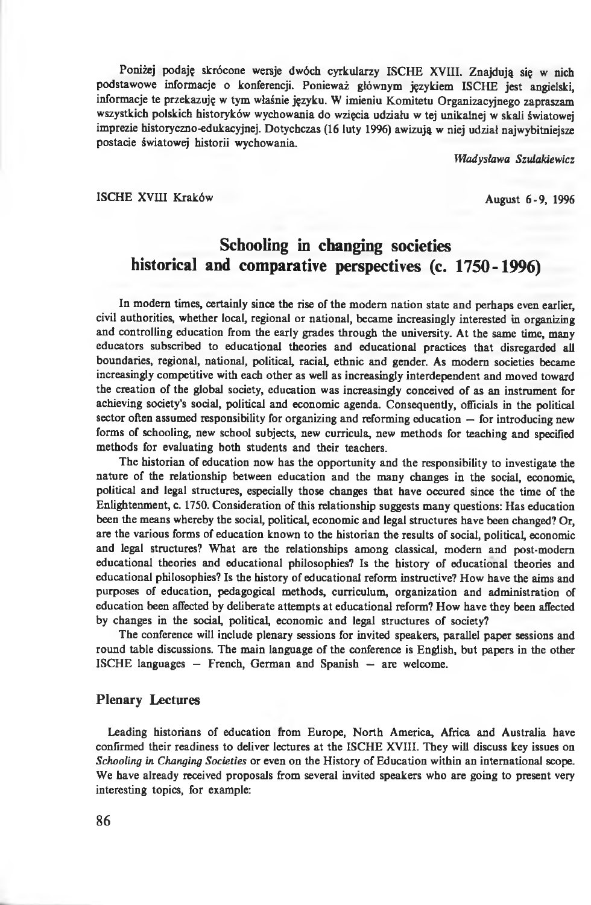Poniżej podaję skrócone wersje dwóch cyrkularzy ISCHE XVIII. Znajdują się w nich podstawowe informacje o konferencji. Ponieważ głównym językiem ISCHE jest angielski, informacje te przekazuję w tym właśnie języku. W imieniu Komitetu Organizacyjnego zapraszam wszystkich polskich historyków wychowania do wzięcia udziału w tej unikalnej w skali światowej imprezie historyczno-edukacyjnej. Dotychczas (16 luty 1996) awizują w niej udział najwybitniejsze postacie światowej historii wychowania.

*Władysława Szulakiewicz*

ISCHE XVIII Kraków — August 6-9, 1996

# Schooling in changing societies historical and comparative perspectives (c. 1750-1996)

In modern times, certainly since the rise of the modern nation state and perhaps even earlier, civil authorities, whether local, regional or national, became increasingly interested in organizing and controlling education from the early grades through the university. At the same time, many educators subscribed to educational theories and educational practices that disregarded all boundaries, regional, national, political, racial, ethnic and gender. As modern societies became increasingly competitive with each other as well as increasingly interdependent and moved toward the creation of the global society, education was increasingly conceived of as an instrument for achieving society's social, political and economic agenda. Consequently, officials in the political sector often assumed responsibility for organizing and reforming education — for introducing new forms of schooling, new school subjects, new curricula, new methods for teaching and specified methods for evaluating both students and their teachers.

The historian of education now has the opportunity and the responsibility to investigate the nature of the relationship between education and the many changes in the social, economic, political and legal structures, especially those changes that have occured since the time of the Enlightenment, c. 1750. Consideration of this relationship suggests many questions: Has education been the means whereby the social, political, economic and legal structures have been changed? Or, are the various forms of education known to the historian the results of social, political, economic and legal structures? What are the relationships among classical, modern and post-modern educational theories and educational philosophies? Is the history of educational theories and educational philosophies? Is the history of educational reform instructive? How have the aims and purposes of education, pedagogical methods, curriculum, organization and administration of education been affected by deliberate attempts at educational reform? How have they been affected by changes in the social, political, economic and legal structures of society?

The conference will include plenary sessions for invited speakers, parallel paper sessions and round table discussions. The main language of the conference is English, but papers in the other ISCHE languages — French, German and Spanish — are welcome.

## Plenary Lectures

Leading historians of education from Europe, North America, Africa and Australia have confirmed their readiness to deliver lectures at the ISCHE XVIII. They will discuss key issues on *Schooling in Changing Societies* or even on the History of Education within an international scope. We have already received proposals from several invited speakers who are going to present very interesting topics, for example: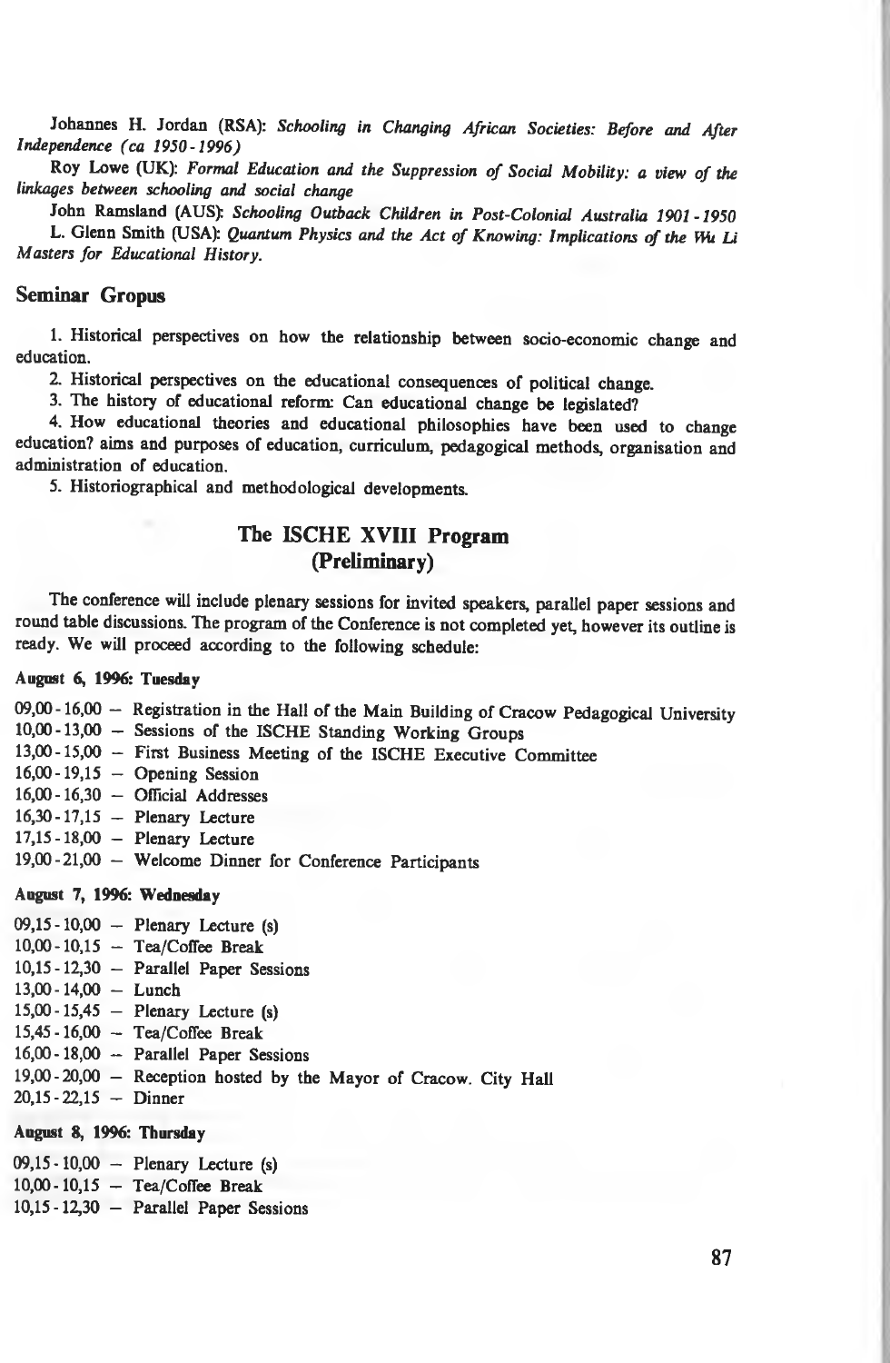Johannes H. Jordan (RSA): *Schooling in Changing African Societies: Before and After Independence (ca 1950 - 1996)*

Roy Lowe (UK): *Formal Education and the Suppression of Social Mobility: a view of the linkages between schooling and social change*

John Ramsland (AUS): *Schooling Outback Children in Post-Colonial Australia 1901 - 1950*

L. Glenn Smith (USA): *Quantum Physics and the Act of Knowing: Implications of the Wu Li Masters for Educational History.*

## Seminar Gropus

1. Historical perspectives on how the relationship between socio-economic change and education.
2. Historical perspectives on the educational consequences of political change.
3. The history of educational reform: Can educational change be legislated?
4. How educational theories and educational philosophies have been used to change education? aims and purposes of education, curriculum, pedagogical methods, organisation and administration of education.
5. Historiographical and methodological developments.

## The ISCHE XVIII Program (Preliminary)

The conference will include plenary sessions for invited speakers, parallel paper sessions and round table discussions. The program of the Conference is not completed yet, however its outline is ready. We will proceed according to the following schedule:

**August 6, 1996: Tuesday**

09,00 - 16,00 – Registration in the Hall of the Main Building of Cracow Pedagogical University
10,00 - 13,00 – Sessions of the ISCHE Standing Working Groups
13,00 - 15,00 – First Business Meeting of the ISCHE Executive Committee
16,00 - 19,15 – Opening Session
16,00 - 16,30 – Official Addresses
16,30 - 17,15 – Plenary Lecture
17,15 - 18,00 – Plenary Lecture
19,00 - 21,00 – Welcome Dinner for Conference Participants

**August 7, 1996: Wednesday**

09,15 - 10,00 – Plenary Lecture (s)
10,00 - 10,15 – Tea/Coffee Break
10,15 - 12,30 – Parallel Paper Sessions
13,00 - 14,00 – Lunch
15,00 - 15,45 – Plenary Lecture (s)
15,45 - 16,00 – Tea/Coffee Break
16,00 - 18,00 – Parallel Paper Sessions
19,00 - 20,00 – Reception hosted by the Mayor of Cracow. City Hall
20,15 - 22,15 – Dinner

**August 8, 1996: Thursday**

09,15 - 10,00 – Plenary Lecture (s)
10,00 - 10,15 – Tea/Coffee Break
10,15 - 12,30 – Parallel Paper Sessions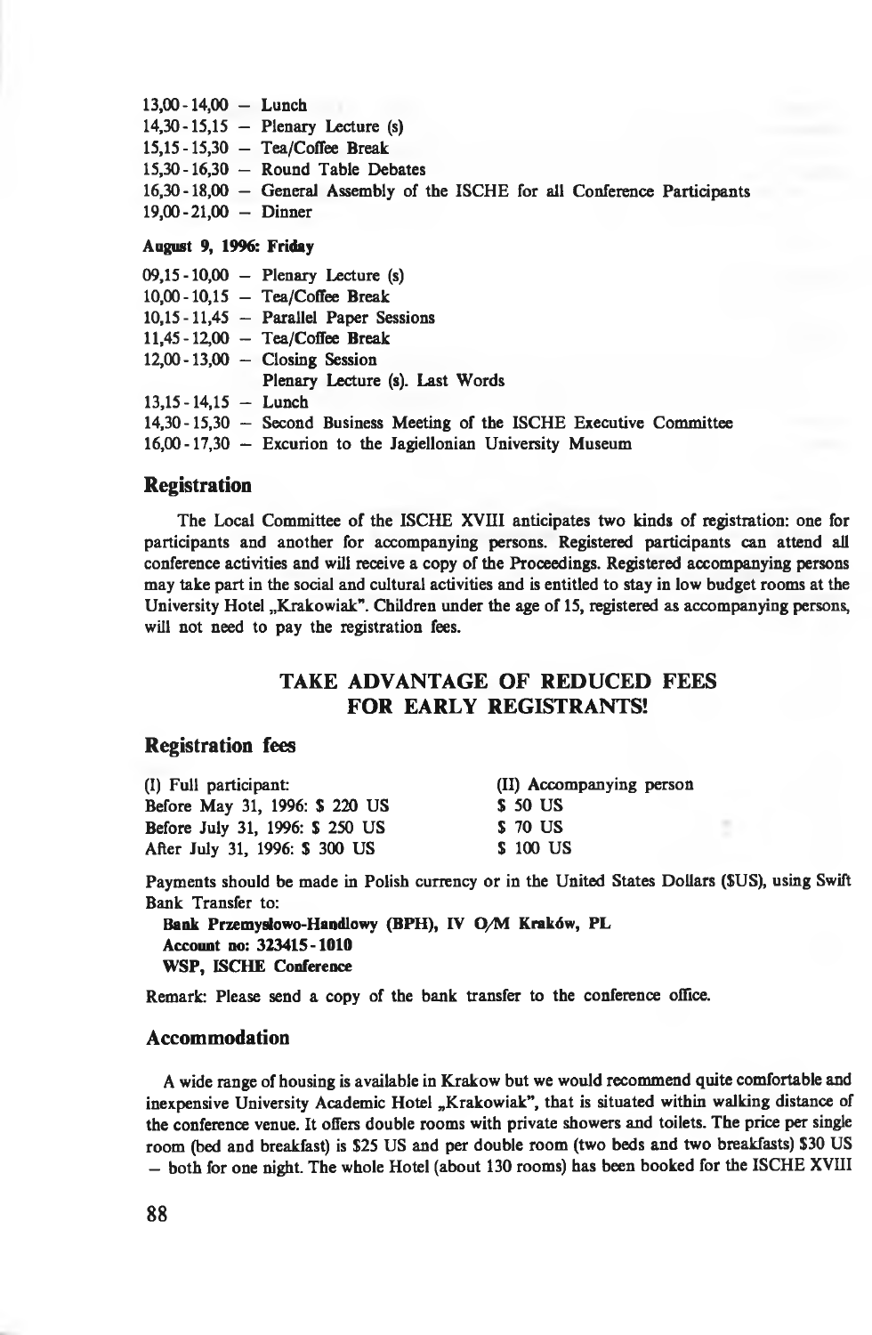13,00 - 14,00 – Lunch
14,30 - 15,15 – Plenary Lecture (s)
15,15 - 15,30 – Tea/Coffee Break
15,30 - 16,30 – Round Table Debates
16,30 - 18,00 – General Assembly of the ISCHE for all Conference Participants
19,00 - 21,00 – Dinner

**August 9, 1996: Friday**

09,15 - 10,00 – Plenary Lecture (s)
10,00 - 10,15 – Tea/Coffee Break
10,15 - 11,45 – Parallel Paper Sessions
11,45 - 12,00 – Tea/Coffee Break
12,00 - 13,00 – Closing Session
Plenary Lecture (s). Last Words
13,15 - 14,15 – Lunch
14,30 - 15,30 – Second Business Meeting of the ISCHE Executive Committee
16,00 - 17,30 – Excurion to the Jagiellonian University Museum

## Registration

The Local Committee of the ISCHE XVIII anticipates two kinds of registration: one for participants and another for accompanying persons. Registered participants can attend all conference activities and will receive a copy of the Proceedings. Registered accompanying persons may take part in the social and cultural activities and is entitled to stay in low budget rooms at the University Hotel „Krakowiak". Children under the age of 15, registered as accompanying persons, will not need to pay the registration fees.

### TAKE ADVANTAGE OF REDUCED FEES FOR EARLY REGISTRANTS!

## Registration fees

| (I) Full participant: | (II) Accompanying person |
|---|---|
| Before May 31, 1996: $ 220 US | $ 50 US |
| Before July 31, 1996: $ 250 US | $ 70 US |
| After July 31, 1996: $ 300 US | $ 100 US |

Payments should be made in Polish currency or in the United States Dollars ($US), using Swift Bank Transfer to:

**Bank Przemysłowo-Handlowy (BPH), IV O/M Kraków, PL**
**Account no: 323415 - 1010**
**WSP, ISCHE Conference**

Remark: Please send a copy of the bank transfer to the conference office.

## Accommodation

A wide range of housing is available in Krakow but we would recommend quite comfortable and inexpensive University Academic Hotel „Krakowiak", that is situated within walking distance of the conference venue. It offers double rooms with private showers and toilets. The price per single room (bed and breakfast) is $25 US and per double room (two beds and two breakfasts) $30 US – both for one night. The whole Hotel (about 130 rooms) has been booked for the ISCHE XVIII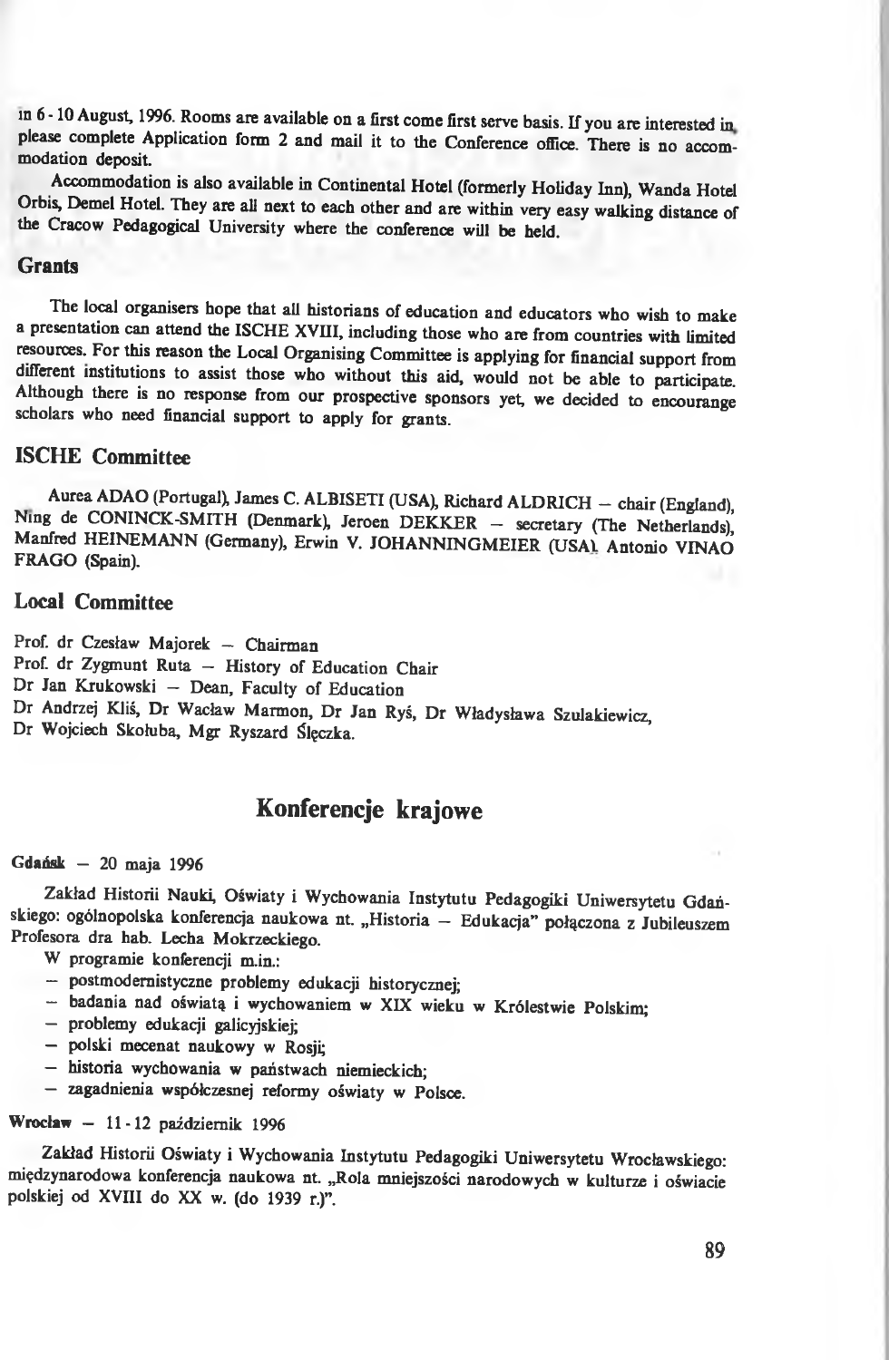in 6 - 10 August, 1996. Rooms are available on a first come first serve basis. If you are interested in, please complete Application form 2 and mail it to the Conference office. There is no accommodation deposit.

Accommodation is also available in Continental Hotel (formerly Holiday Inn), Wanda Hotel Orbis, Demel Hotel. They are all next to each other and are within very easy walking distance of the Cracow Pedagogical University where the conference will be held.

## Grants

The local organisers hope that all historians of education and educators who wish to make a presentation can attend the ISCHE XVIII, including those who are from countries with limited resources. For this reason the Local Organising Committee is applying for financial support from different institutions to assist those who without this aid, would not be able to participate. Although there is no response from our prospective sponsors yet, we decided to encourange scholars who need financial support to apply for grants.

## ISCHE Committee

Aurea ADAO (Portugal), James C. ALBISETI (USA), Richard ALDRICH — chair (England), Ning de CONINCK-SMITH (Denmark), Jeroen DEKKER — secretary (The Netherlands), Manfred HEINEMANN (Germany), Erwin V. JOHANNINGMEIER (USA), Antonio VINAO FRAGO (Spain).

## Local Committee

Prof. dr Czesław Majorek — Chairman
Prof. dr Zygmunt Ruta — History of Education Chair
Dr Jan Krukowski — Dean, Faculty of Education
Dr Andrzej Kliś, Dr Wacław Marmon, Dr Jan Ryś, Dr Władysława Szulakiewicz, Dr Wojciech Skołuba, Mgr Ryszard Ślęczka.

# Konferencje krajowe

**Gdańsk** — 20 maja 1996

Zakład Historii Nauki, Oświaty i Wychowania Instytutu Pedagogiki Uniwersytetu Gdańskiego: ogólnopolska konferencja naukowa nt. „Historia — Edukacja" połączona z Jubileuszem Profesora dra hab. Lecha Mokrzeckiego.

W programie konferencji m.in.:

- postmodernistyczne problemy edukacji historycznej;
- badania nad oświatą i wychowaniem w XIX wieku w Królestwie Polskim;
- problemy edukacji galicyjskiej;
- polski mecenat naukowy w Rosji;
- historia wychowania w państwach niemieckich;
- zagadnienia współczesnej reformy oświaty w Polsce.

**Wrocław** — 11 - 12 październik 1996

Zakład Historii Oświaty i Wychowania Instytutu Pedagogiki Uniwersytetu Wrocławskiego: międzynarodowa konferencja naukowa nt. „Rola mniejszości narodowych w kulturze i oświacie polskiej od XVIII do XX w. (do 1939 r.)".